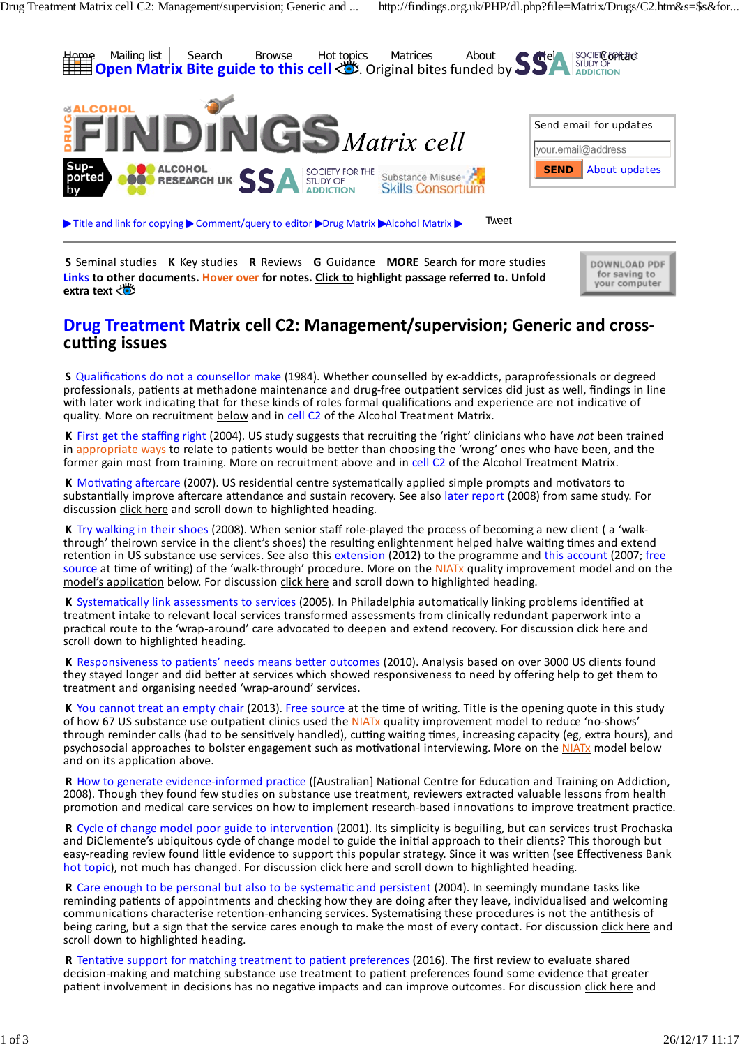Home | Mailing list | Search | Browse | Hot topics | Matrices | About | Help | Contact

Open Matrix Bite guide to this cell. Original bites funded by SSA Society for the Study of Addiction

Send email for updates

your.email@address

SEND About updates

▶ Title and link for copying ▶ Comment/query to editor ▶Drug Matrix ▶Alcohol Matrix ▶ Tweet

**S** Seminal studies **K** Key studies **R** Reviews **G** Guidance **MORE** Search for more studies

**Links to other documents. Hover over for notes. Click to highlight passage referred to. Unfold extra text**

# Drug Treatment Matrix cell C2: Management/supervision; Generic and cross-cutting issues

**S** Qualifications do not a counsellor make (1984). Whether counselled by ex-addicts, paraprofessionals or degreed professionals, patients at methadone maintenance and drug-free outpatient services did just as well, findings in line with later work indicating that for these kinds of roles formal qualifications and experience are not indicative of quality. More on recruitment below and in cell C2 of the Alcohol Treatment Matrix.

**K** First get the staffing right (2004). US study suggests that recruiting the 'right' clinicians who have *not* been trained in appropriate ways to relate to patients would be better than choosing the 'wrong' ones who have been, and the former gain most from training. More on recruitment above and in cell C2 of the Alcohol Treatment Matrix.

**K** Motivating aftercare (2007). US residential centre systematically applied simple prompts and motivators to substantially improve aftercare attendance and sustain recovery. See also later report (2008) from same study. For discussion click here and scroll down to highlighted heading.

**K** Try walking in their shoes (2008). When senior staff role-played the process of becoming a new client ( a 'walk-through' theirown service in the client's shoes) the resulting enlightenment helped halve waiting times and extend retention in US substance use services. See also this extension (2012) to the programme and this account (2007; free source at time of writing) of the 'walk-through' procedure. More on the NIATx quality improvement model and on the model's application below. For discussion click here and scroll down to highlighted heading.

**K** Systematically link assessments to services (2005). In Philadelphia automatically linking problems identified at treatment intake to relevant local services transformed assessments from clinically redundant paperwork into a practical route to the 'wrap-around' care advocated to deepen and extend recovery. For discussion click here and scroll down to highlighted heading.

**K** Responsiveness to patients' needs means better outcomes (2010). Analysis based on over 3000 US clients found they stayed longer and did better at services which showed responsiveness to need by offering help to get them to treatment and organising needed 'wrap-around' services.

**K** You cannot treat an empty chair (2013). Free source at the time of writing. Title is the opening quote in this study of how 67 US substance use outpatient clinics used the NIATx quality improvement model to reduce 'no-shows' through reminder calls (had to be sensitively handled), cutting waiting times, increasing capacity (eg, extra hours), and psychosocial approaches to bolster engagement such as motivational interviewing. More on the NIATx model below and on its application above.

**R** How to generate evidence-informed practice ([Australian] National Centre for Education and Training on Addiction, 2008). Though they found few studies on substance use treatment, reviewers extracted valuable lessons from health promotion and medical care services on how to implement research-based innovations to improve treatment practice.

**R** Cycle of change model poor guide to intervention (2001). Its simplicity is beguiling, but can services trust Prochaska and DiClemente's ubiquitous cycle of change model to guide the initial approach to their clients? This thorough but easy-reading review found little evidence to support this popular strategy. Since it was written (see Effectiveness Bank hot topic), not much has changed. For discussion click here and scroll down to highlighted heading.

**R** Care enough to be personal but also to be systematic and persistent (2004). In seemingly mundane tasks like reminding patients of appointments and checking how they are doing after they leave, individualised and welcoming communications characterise retention-enhancing services. Systematising these procedures is not the antithesis of being caring, but a sign that the service cares enough to make the most of every contact. For discussion click here and scroll down to highlighted heading.

**R** Tentative support for matching treatment to patient preferences (2016). The first review to evaluate shared decision-making and matching substance use treatment to patient preferences found some evidence that greater patient involvement in decisions has no negative impacts and can improve outcomes. For discussion click here and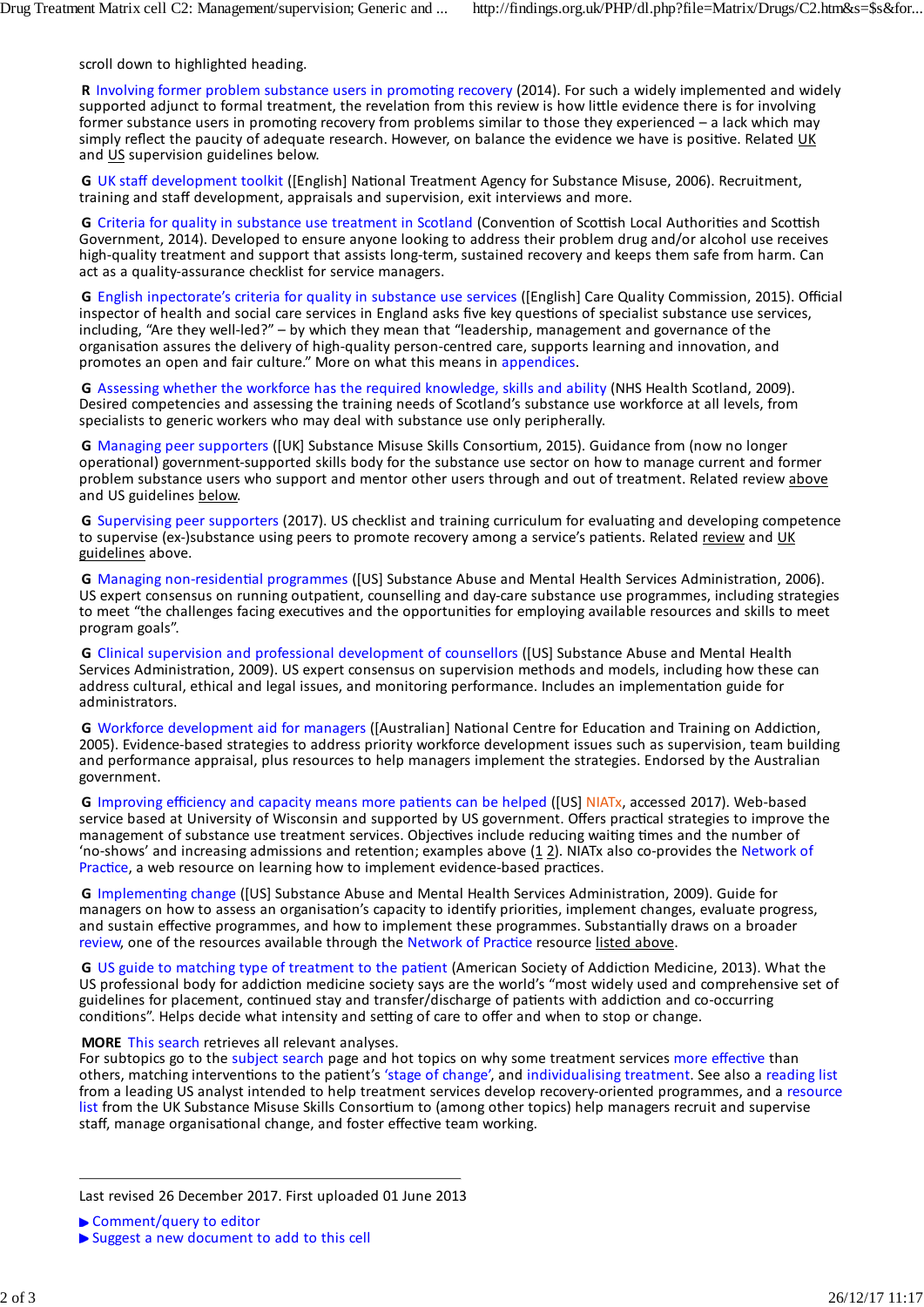scroll down to highlighted heading.

**R** Involving former problem substance users in promoting recovery (2014). For such a widely implemented and widely supported adjunct to formal treatment, the revelation from this review is how little evidence there is for involving former substance users in promoting recovery from problems similar to those they experienced – a lack which may simply reflect the paucity of adequate research. However, on balance the evidence we have is positive. Related UK and US supervision guidelines below.

**G** UK staff development toolkit ([English] National Treatment Agency for Substance Misuse, 2006). Recruitment, training and staff development, appraisals and supervision, exit interviews and more.

**G** Criteria for quality in substance use treatment in Scotland (Convention of Scottish Local Authorities and Scottish Government, 2014). Developed to ensure anyone looking to address their problem drug and/or alcohol use receives high-quality treatment and support that assists long-term, sustained recovery and keeps them safe from harm. Can act as a quality-assurance checklist for service managers.

**G** English inpectorate's criteria for quality in substance use services ([English] Care Quality Commission, 2015). Official inspector of health and social care services in England asks five key questions of specialist substance use services, including, "Are they well-led?" – by which they mean that "leadership, management and governance of the organisation assures the delivery of high-quality person-centred care, supports learning and innovation, and promotes an open and fair culture." More on what this means in appendices.

**G** Assessing whether the workforce has the required knowledge, skills and ability (NHS Health Scotland, 2009). Desired competencies and assessing the training needs of Scotland's substance use workforce at all levels, from specialists to generic workers who may deal with substance use only peripherally.

**G** Managing peer supporters ([UK] Substance Misuse Skills Consortium, 2015). Guidance from (now no longer operational) government-supported skills body for the substance use sector on how to manage current and former problem substance users who support and mentor other users through and out of treatment. Related review above and US guidelines below.

**G** Supervising peer supporters (2017). US checklist and training curriculum for evaluating and developing competence to supervise (ex-)substance using peers to promote recovery among a service's patients. Related review and UK guidelines above.

**G** Managing non-residential programmes ([US] Substance Abuse and Mental Health Services Administration, 2006). US expert consensus on running outpatient, counselling and day-care substance use programmes, including strategies to meet "the challenges facing executives and the opportunities for employing available resources and skills to meet program goals".

**G** Clinical supervision and professional development of counsellors ([US] Substance Abuse and Mental Health Services Administration, 2009). US expert consensus on supervision methods and models, including how these can address cultural, ethical and legal issues, and monitoring performance. Includes an implementation guide for administrators.

**G** Workforce development aid for managers ([Australian] National Centre for Education and Training on Addiction, 2005). Evidence-based strategies to address priority workforce development issues such as supervision, team building and performance appraisal, plus resources to help managers implement the strategies. Endorsed by the Australian government.

**G** Improving efficiency and capacity means more patients can be helped ([US] NIATx, accessed 2017). Web-based service based at University of Wisconsin and supported by US government. Offers practical strategies to improve the management of substance use treatment services. Objectives include reducing waiting times and the number of 'no-shows' and increasing admissions and retention; examples above (1 2). NIATx also co-provides the Network of Practice, a web resource on learning how to implement evidence-based practices.

**G** Implementing change ([US] Substance Abuse and Mental Health Services Administration, 2009). Guide for managers on how to assess an organisation's capacity to identify priorities, implement changes, evaluate progress, and sustain effective programmes, and how to implement these programmes. Substantially draws on a broader review, one of the resources available through the Network of Practice resource listed above.

**G** US guide to matching type of treatment to the patient (American Society of Addiction Medicine, 2013). What the US professional body for addiction medicine society says are the world's "most widely used and comprehensive set of guidelines for placement, continued stay and transfer/discharge of patients with addiction and co-occurring conditions". Helps decide what intensity and setting of care to offer and when to stop or change.

**MORE** This search retrieves all relevant analyses.
For subtopics go to the subject search page and hot topics on why some treatment services more effective than others, matching interventions to the patient's 'stage of change', and individualising treatment. See also a reading list from a leading US analyst intended to help treatment services develop recovery-oriented programmes, and a resource list from the UK Substance Misuse Skills Consortium to (among other topics) help managers recruit and supervise staff, manage organisational change, and foster effective team working.

---

Last revised 26 December 2017. First uploaded 01 June 2013

▶ Comment/query to editor
▶ Suggest a new document to add to this cell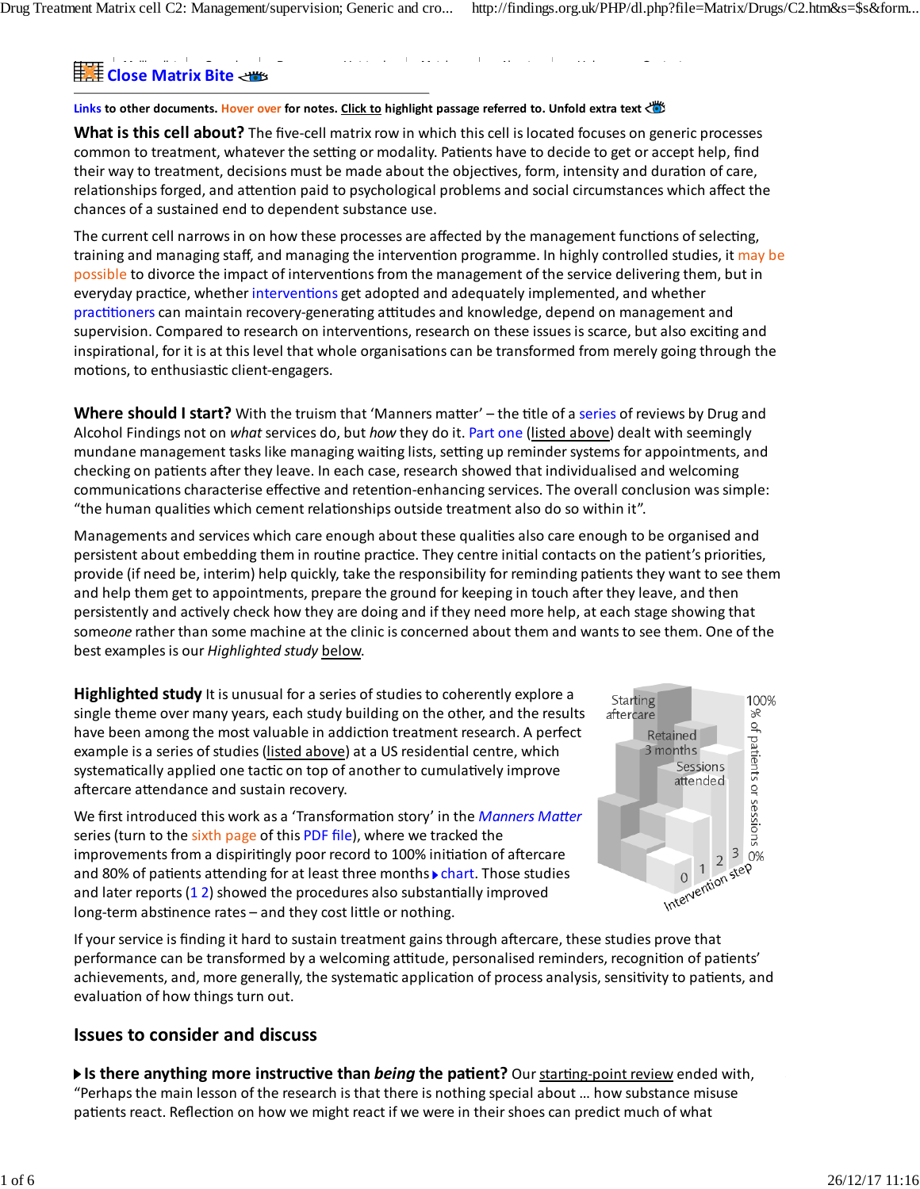Close Matrix Bite

**Links** to other documents. **Hover over** for notes. **Click to** highlight passage referred to. **Unfold extra text**

**What is this cell about?** The five-cell matrix row in which this cell is located focuses on generic processes common to treatment, whatever the setting or modality. Patients have to decide to get or accept help, find their way to treatment, decisions must be made about the objectives, form, intensity and duration of care, relationships forged, and attention paid to psychological problems and social circumstances which affect the chances of a sustained end to dependent substance use.

The current cell narrows in on how these processes are affected by the management functions of selecting, training and managing staff, and managing the intervention programme. In highly controlled studies, it may be possible to divorce the impact of interventions from the management of the service delivering them, but in everyday practice, whether interventions get adopted and adequately implemented, and whether practitioners can maintain recovery-generating attitudes and knowledge, depend on management and supervision. Compared to research on interventions, research on these issues is scarce, but also exciting and inspirational, for it is at this level that whole organisations can be transformed from merely going through the motions, to enthusiastic client-engagers.

**Where should I start?** With the truism that 'Manners matter' – the title of a series of reviews by Drug and Alcohol Findings not on *what* services do, but *how* they do it. Part one (listed above) dealt with seemingly mundane management tasks like managing waiting lists, setting up reminder systems for appointments, and checking on patients after they leave. In each case, research showed that individualised and welcoming communications characterise effective and retention-enhancing services. The overall conclusion was simple: "the human qualities which cement relationships outside treatment also do so within it".

Managements and services which care enough about these qualities also care enough to be organised and persistent about embedding them in routine practice. They centre initial contacts on the patient's priorities, provide (if need be, interim) help quickly, take the responsibility for reminding patients they want to see them and help them get to appointments, prepare the ground for keeping in touch after they leave, and then persistently and actively check how they are doing and if they need more help, at each stage showing that some*one* rather than some machine at the clinic is concerned about them and wants to see them. One of the best examples is our *Highlighted study* below.

**Highlighted study** It is unusual for a series of studies to coherently explore a single theme over many years, each study building on the other, and the results have been among the most valuable in addiction treatment research. A perfect example is a series of studies (listed above) at a US residential centre, which systematically applied one tactic on top of another to cumulatively improve aftercare attendance and sustain recovery.

Starting aftercare | Retained 3 months | Sessions attended | 100% | % of patients or sessions | 0% | 0 1 2 3 | Intervention step

We first introduced this work as a 'Transformation story' in the *Manners Matter* series (turn to the sixth page of this PDF file), where we tracked the improvements from a dispiritingly poor record to 100% initiation of aftercare and 80% of patients attending for at least three months ▸ chart. Those studies and later reports (1 2) showed the procedures also substantially improved long-term abstinence rates – and they cost little or nothing.

If your service is finding it hard to sustain treatment gains through aftercare, these studies prove that performance can be transformed by a welcoming attitude, personalised reminders, recognition of patients' achievements, and, more generally, the systematic application of process analysis, sensitivity to patients, and evaluation of how things turn out.

## Issues to consider and discuss

▸ **Is there anything more instructive than *being* the patient?** Our starting-point review ended with, "Perhaps the main lesson of the research is that there is nothing special about … how substance misuse patients react. Reflection on how we might react if we were in their shoes can predict much of what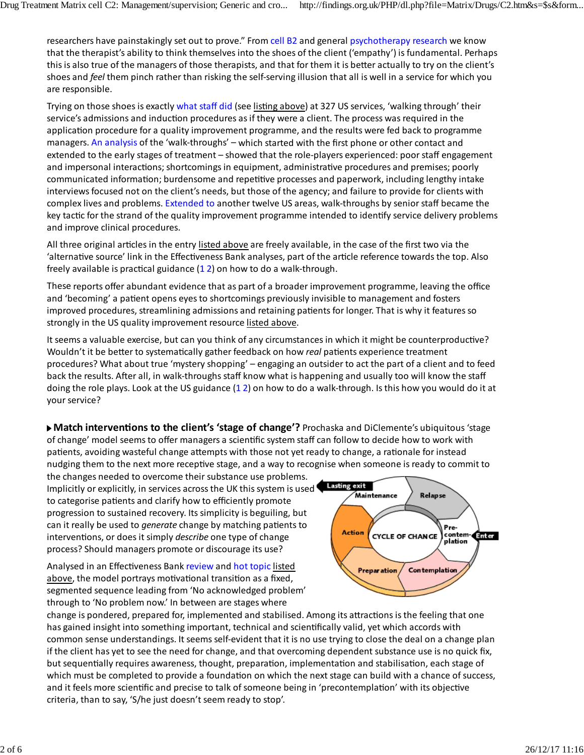researchers have painstakingly set out to prove." From cell B2 and general psychotherapy research we know that the therapist's ability to think themselves into the shoes of the client ('empathy') is fundamental. Perhaps this is also true of the managers of those therapists, and that for them it is better actually to try on the client's shoes and *feel* them pinch rather than risking the self-serving illusion that all is well in a service for which you are responsible.

Trying on those shoes is exactly what staff did (see listing above) at 327 US services, 'walking through' their service's admissions and induction procedures as if they were a client. The process was required in the application procedure for a quality improvement programme, and the results were fed back to programme managers. An analysis of the 'walk-throughs' – which started with the first phone or other contact and extended to the early stages of treatment – showed that the role-players experienced: poor staff engagement and impersonal interactions; shortcomings in equipment, administrative procedures and premises; poorly communicated information; burdensome and repetitive processes and paperwork, including lengthy intake interviews focused not on the client's needs, but those of the agency; and failure to provide for clients with complex lives and problems. Extended to another twelve US areas, walk-throughs by senior staff became the key tactic for the strand of the quality improvement programme intended to identify service delivery problems and improve clinical procedures.

All three original articles in the entry listed above are freely available, in the case of the first two via the 'alternative source' link in the Effectiveness Bank analyses, part of the article reference towards the top. Also freely available is practical guidance (1 2) on how to do a walk-through.

These reports offer abundant evidence that as part of a broader improvement programme, leaving the office and 'becoming' a patient opens eyes to shortcomings previously invisible to management and fosters improved procedures, streamlining admissions and retaining patients for longer. That is why it features so strongly in the US quality improvement resource listed above.

It seems a valuable exercise, but can you think of any circumstances in which it might be counterproductive? Wouldn't it be better to systematically gather feedback on how *real* patients experience treatment procedures? What about true 'mystery shopping' – engaging an outsider to act the part of a client and to feed back the results. After all, in walk-throughs staff know what is happening and usually too will know the staff doing the role plays. Look at the US guidance (1 2) on how to do a walk-through. Is this how you would do it at your service?

**Match interventions to the client's 'stage of change'?** Prochaska and DiClemente's ubiquitous 'stage of change' model seems to offer managers a scientific system staff can follow to decide how to work with patients, avoiding wasteful change attempts with those not yet ready to change, a rationale for instead nudging them to the next more receptive stage, and a way to recognise when someone is ready to commit to the changes needed to overcome their substance use problems. Implicitly or explicitly, in services across the UK this system is used to categorise patients and clarify how to efficiently promote progression to sustained recovery. Its simplicity is beguiling, but can it really be used to *generate* change by matching patients to interventions, or does it simply *describe* one type of change process? Should managers promote or discourage its use?

Analysed in an Effectiveness Bank review and hot topic listed above, the model portrays motivational transition as a fixed, segmented sequence leading from 'No acknowledged problem' through to 'No problem now.' In between are stages where change is pondered, prepared for, implemented and stabilised. Among its attractions is the feeling that one has gained insight into something important, technical and scientifically valid, yet which accords with common sense understandings. It seems self-evident that it is no use trying to close the deal on a change plan if the client has yet to see the need for change, and that overcoming dependent substance use is no quick fix, but sequentially requires awareness, thought, preparation, implementation and stabilisation, each stage of which must be completed to provide a foundation on which the next stage can build with a chance of success, and it feels more scientific and precise to talk of someone being in 'precontemplation' with its objective criteria, than to say, 'S/he just doesn't seem ready to stop'.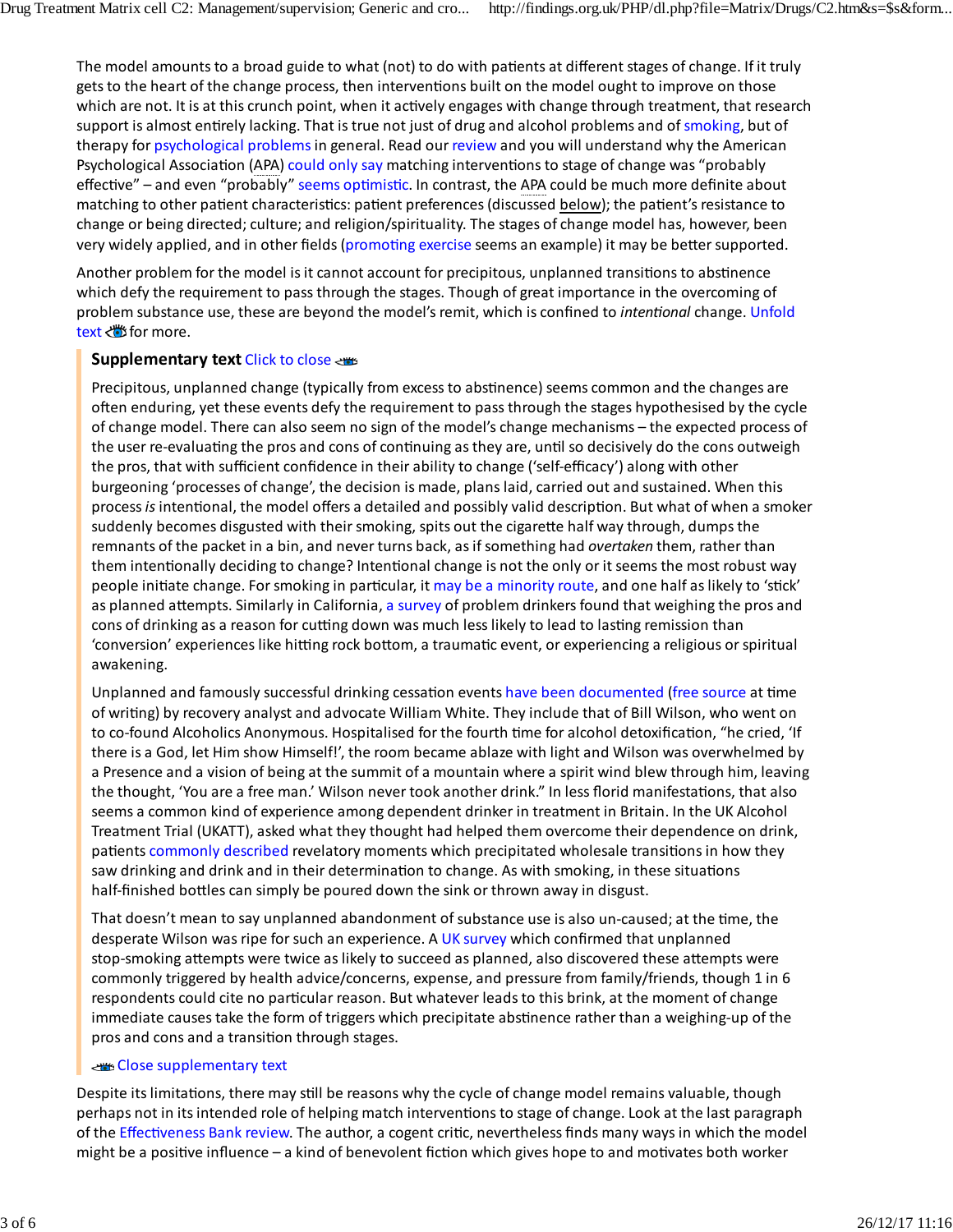The model amounts to a broad guide to what (not) to do with patients at different stages of change. If it truly gets to the heart of the change process, then interventions built on the model ought to improve on those which are not. It is at this crunch point, when it actively engages with change through treatment, that research support is almost entirely lacking. That is true not just of drug and alcohol problems and of smoking, but of therapy for psychological problems in general. Read our review and you will understand why the American Psychological Association (APA) could only say matching interventions to stage of change was "probably effective" – and even "probably" seems optimistic. In contrast, the APA could be much more definite about matching to other patient characteristics: patient preferences (discussed below); the patient's resistance to change or being directed; culture; and religion/spirituality. The stages of change model has, however, been very widely applied, and in other fields (promoting exercise seems an example) it may be better supported.

Another problem for the model is it cannot account for precipitous, unplanned transitions to abstinence which defy the requirement to pass through the stages. Though of great importance in the overcoming of problem substance use, these are beyond the model's remit, which is confined to *intentional* change. Unfold text for more.

**Supplementary text** Click to close

Precipitous, unplanned change (typically from excess to abstinence) seems common and the changes are often enduring, yet these events defy the requirement to pass through the stages hypothesised by the cycle of change model. There can also seem no sign of the model's change mechanisms – the expected process of the user re-evaluating the pros and cons of continuing as they are, until so decisively do the cons outweigh the pros, that with sufficient confidence in their ability to change ('self-efficacy') along with other burgeoning 'processes of change', the decision is made, plans laid, carried out and sustained. When this process *is* intentional, the model offers a detailed and possibly valid description. But what of when a smoker suddenly becomes disgusted with their smoking, spits out the cigarette half way through, dumps the remnants of the packet in a bin, and never turns back, as if something had *overtaken* them, rather than them intentionally deciding to change? Intentional change is not the only or it seems the most robust way people initiate change. For smoking in particular, it may be a minority route, and one half as likely to 'stick' as planned attempts. Similarly in California, a survey of problem drinkers found that weighing the pros and cons of drinking as a reason for cutting down was much less likely to lead to lasting remission than 'conversion' experiences like hitting rock bottom, a traumatic event, or experiencing a religious or spiritual awakening.

Unplanned and famously successful drinking cessation events have been documented (free source at time of writing) by recovery analyst and advocate William White. They include that of Bill Wilson, who went on to co-found Alcoholics Anonymous. Hospitalised for the fourth time for alcohol detoxification, "he cried, 'If there is a God, let Him show Himself!', the room became ablaze with light and Wilson was overwhelmed by a Presence and a vision of being at the summit of a mountain where a spirit wind blew through him, leaving the thought, 'You are a free man.' Wilson never took another drink." In less florid manifestations, that also seems a common kind of experience among dependent drinker in treatment in Britain. In the UK Alcohol Treatment Trial (UKATT), asked what they thought had helped them overcome their dependence on drink, patients commonly described revelatory moments which precipitated wholesale transitions in how they saw drinking and drink and in their determination to change. As with smoking, in these situations half-finished bottles can simply be poured down the sink or thrown away in disgust.

That doesn't mean to say unplanned abandonment of substance use is also un-caused; at the time, the desperate Wilson was ripe for such an experience. A UK survey which confirmed that unplanned stop-smoking attempts were twice as likely to succeed as planned, also discovered these attempts were commonly triggered by health advice/concerns, expense, and pressure from family/friends, though 1 in 6 respondents could cite no particular reason. But whatever leads to this brink, at the moment of change immediate causes take the form of triggers which precipitate abstinence rather than a weighing-up of the pros and cons and a transition through stages.

Close supplementary text

Despite its limitations, there may still be reasons why the cycle of change model remains valuable, though perhaps not in its intended role of helping match interventions to stage of change. Look at the last paragraph of the Effectiveness Bank review. The author, a cogent critic, nevertheless finds many ways in which the model might be a positive influence – a kind of benevolent fiction which gives hope to and motivates both worker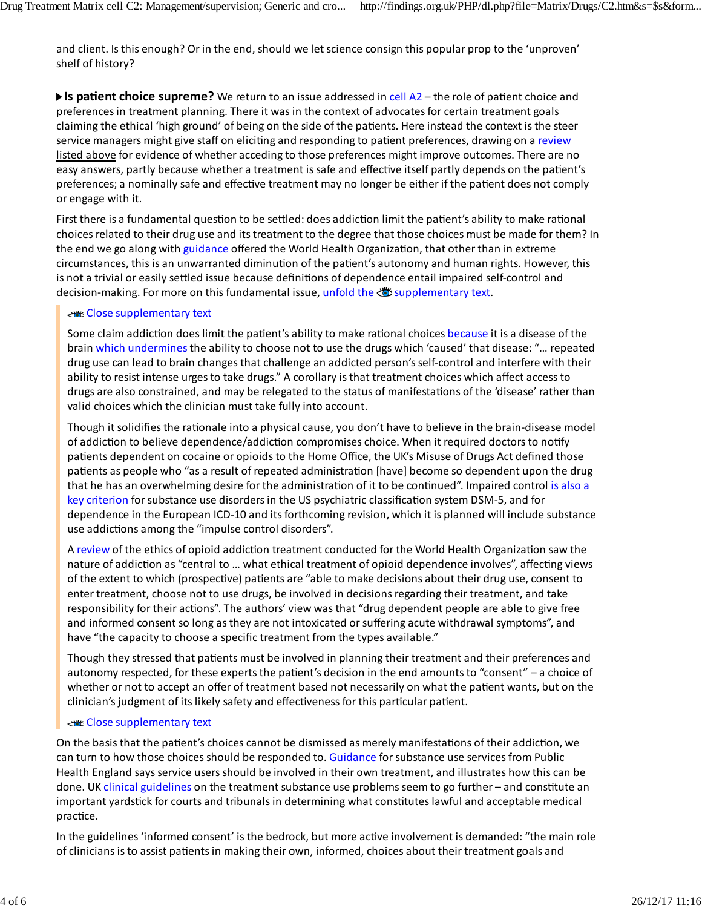and client. Is this enough? Or in the end, should we let science consign this popular prop to the 'unproven' shelf of history?

▶ **Is patient choice supreme?** We return to an issue addressed in cell A2 – the role of patient choice and preferences in treatment planning. There it was in the context of advocates for certain treatment goals claiming the ethical 'high ground' of being on the side of the patients. Here instead the context is the steer service managers might give staff on eliciting and responding to patient preferences, drawing on a review listed above for evidence of whether acceding to those preferences might improve outcomes. There are no easy answers, partly because whether a treatment is safe and effective itself partly depends on the patient's preferences; a nominally safe and effective treatment may no longer be either if the patient does not comply or engage with it.

First there is a fundamental question to be settled: does addiction limit the patient's ability to make rational choices related to their drug use and its treatment to the degree that those choices must be made for them? In the end we go along with guidance offered the World Health Organization, that other than in extreme circumstances, this is an unwarranted diminution of the patient's autonomy and human rights. However, this is not a trivial or easily settled issue because definitions of dependence entail impaired self-control and decision-making. For more on this fundamental issue, unfold the supplementary text.

> Close supplementary text
>
> Some claim addiction does limit the patient's ability to make rational choices because it is a disease of the brain which undermines the ability to choose not to use the drugs which 'caused' that disease: "… repeated drug use can lead to brain changes that challenge an addicted person's self-control and interfere with their ability to resist intense urges to take drugs." A corollary is that treatment choices which affect access to drugs are also constrained, and may be relegated to the status of manifestations of the 'disease' rather than valid choices which the clinician must take fully into account.
>
> Though it solidifies the rationale into a physical cause, you don't have to believe in the brain-disease model of addiction to believe dependence/addiction compromises choice. When it required doctors to notify patients dependent on cocaine or opioids to the Home Office, the UK's Misuse of Drugs Act defined those patients as people who "as a result of repeated administration [have] become so dependent upon the drug that he has an overwhelming desire for the administration of it to be continued". Impaired control is also a key criterion for substance use disorders in the US psychiatric classification system DSM-5, and for dependence in the European ICD-10 and its forthcoming revision, which it is planned will include substance use addictions among the "impulse control disorders".
>
> A review of the ethics of opioid addiction treatment conducted for the World Health Organization saw the nature of addiction as "central to … what ethical treatment of opioid dependence involves", affecting views of the extent to which (prospective) patients are "able to make decisions about their drug use, consent to enter treatment, choose not to use drugs, be involved in decisions regarding their treatment, and take responsibility for their actions". The authors' view was that "drug dependent people are able to give free and informed consent so long as they are not intoxicated or suffering acute withdrawal symptoms", and have "the capacity to choose a specific treatment from the types available."
>
> Though they stressed that patients must be involved in planning their treatment and their preferences and autonomy respected, for these experts the patient's decision in the end amounts to "consent" – a choice of whether or not to accept an offer of treatment based not necessarily on what the patient wants, but on the clinician's judgment of its likely safety and effectiveness for this particular patient.
>
> Close supplementary text

On the basis that the patient's choices cannot be dismissed as merely manifestations of their addiction, we can turn to how those choices should be responded to. Guidance for substance use services from Public Health England says service users should be involved in their own treatment, and illustrates how this can be done. UK clinical guidelines on the treatment substance use problems seem to go further – and constitute an important yardstick for courts and tribunals in determining what constitutes lawful and acceptable medical practice.

In the guidelines 'informed consent' is the bedrock, but more active involvement is demanded: "the main role of clinicians is to assist patients in making their own, informed, choices about their treatment goals and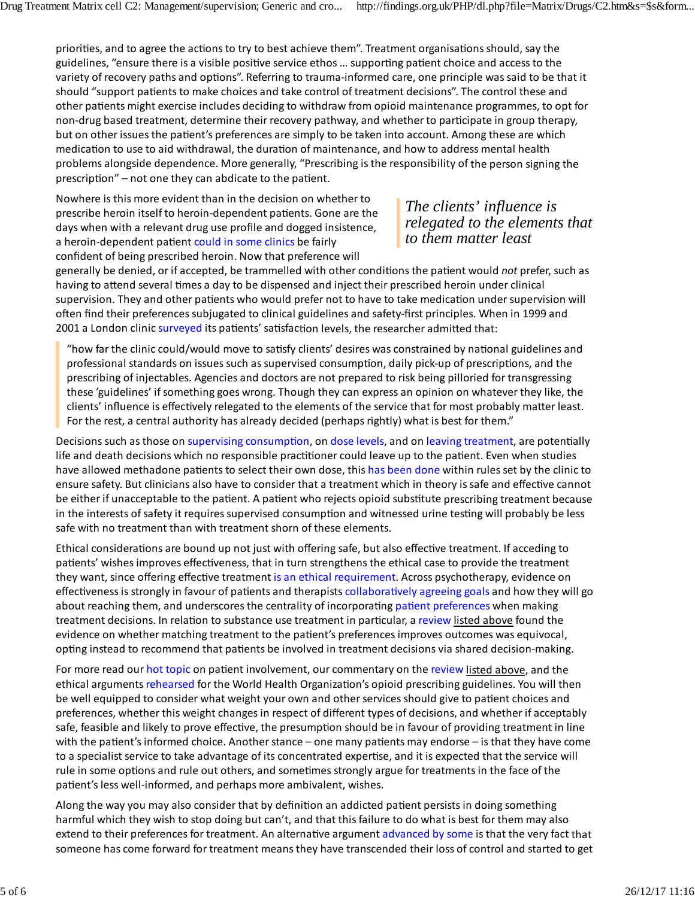priorities, and to agree the actions to try to best achieve them". Treatment organisations should, say the guidelines, "ensure there is a visible positive service ethos … supporting patient choice and access to the variety of recovery paths and options". Referring to trauma-informed care, one principle was said to be that it should "support patients to make choices and take control of treatment decisions". The control these and other patients might exercise includes deciding to withdraw from opioid maintenance programmes, to opt for non-drug based treatment, determine their recovery pathway, and whether to participate in group therapy, but on other issues the patient's preferences are simply to be taken into account. Among these are which medication to use to aid withdrawal, the duration of maintenance, and how to address mental health problems alongside dependence. More generally, "Prescribing is the responsibility of the person signing the prescription" – not one they can abdicate to the patient.

> *The clients' influence is relegated to the elements that to them matter least*

Nowhere is this more evident than in the decision on whether to prescribe heroin itself to heroin-dependent patients. Gone are the days when with a relevant drug use profile and dogged insistence, a heroin-dependent patient could in some clinics be fairly confident of being prescribed heroin. Now that preference will generally be denied, or if accepted, be trammelled with other conditions the patient would *not* prefer, such as having to attend several times a day to be dispensed and inject their prescribed heroin under clinical supervision. They and other patients who would prefer not to have to take medication under supervision will often find their preferences subjugated to clinical guidelines and safety-first principles. When in 1999 and 2001 a London clinic surveyed its patients' satisfaction levels, the researcher admitted that:

> "how far the clinic could/would move to satisfy clients' desires was constrained by national guidelines and professional standards on issues such as supervised consumption, daily pick-up of prescriptions, and the prescribing of injectables. Agencies and doctors are not prepared to risk being pilloried for transgressing these 'guidelines' if something goes wrong. Though they can express an opinion on whatever they like, the clients' influence is effectively relegated to the elements of the service that for most probably matter least. For the rest, a central authority has already decided (perhaps rightly) what is best for them."

Decisions such as those on supervising consumption, on dose levels, and on leaving treatment, are potentially life and death decisions which no responsible practitioner could leave up to the patient. Even when studies have allowed methadone patients to select their own dose, this has been done within rules set by the clinic to ensure safety. But clinicians also have to consider that a treatment which in theory is safe and effective cannot be either if unacceptable to the patient. A patient who rejects opioid substitute prescribing treatment because in the interests of safety it requires supervised consumption and witnessed urine testing will probably be less safe with no treatment than with treatment shorn of these elements.

Ethical considerations are bound up not just with offering safe, but also effective treatment. If acceding to patients' wishes improves effectiveness, that in turn strengthens the ethical case to provide the treatment they want, since offering effective treatment is an ethical requirement. Across psychotherapy, evidence on effectiveness is strongly in favour of patients and therapists collaboratively agreeing goals and how they will go about reaching them, and underscores the centrality of incorporating patient preferences when making treatment decisions. In relation to substance use treatment in particular, a review listed above found the evidence on whether matching treatment to the patient's preferences improves outcomes was equivocal, opting instead to recommend that patients be involved in treatment decisions via shared decision-making.

For more read our hot topic on patient involvement, our commentary on the review listed above, and the ethical arguments rehearsed for the World Health Organization's opioid prescribing guidelines. You will then be well equipped to consider what weight your own and other services should give to patient choices and preferences, whether this weight changes in respect of different types of decisions, and whether if acceptably safe, feasible and likely to prove effective, the presumption should be in favour of providing treatment in line with the patient's informed choice. Another stance – one many patients may endorse – is that they have come to a specialist service to take advantage of its concentrated expertise, and it is expected that the service will rule in some options and rule out others, and sometimes strongly argue for treatments in the face of the patient's less well-informed, and perhaps more ambivalent, wishes.

Along the way you may also consider that by definition an addicted patient persists in doing something harmful which they wish to stop doing but can't, and that this failure to do what is best for them may also extend to their preferences for treatment. An alternative argument advanced by some is that the very fact that someone has come forward for treatment means they have transcended their loss of control and started to get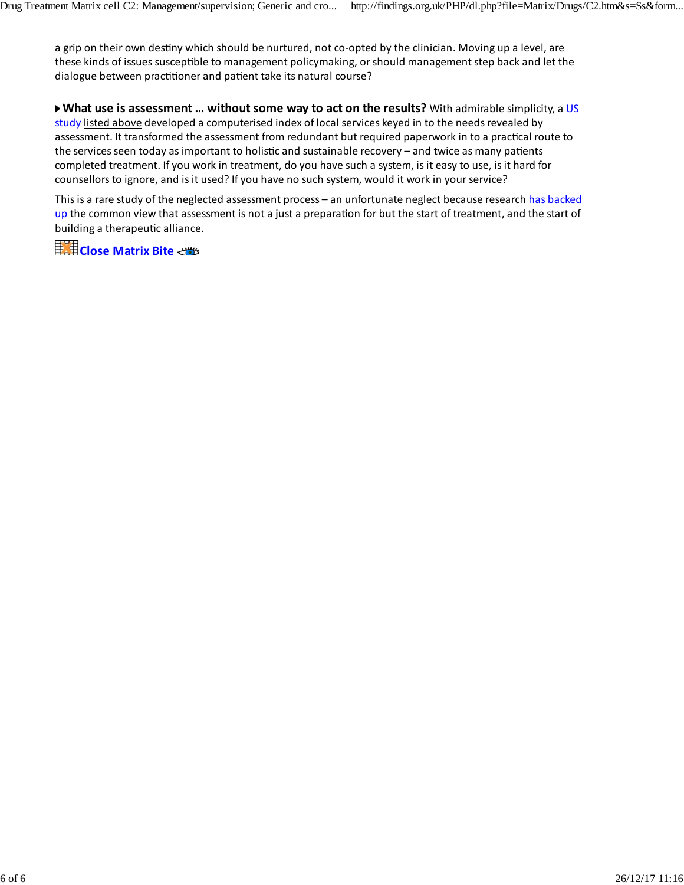a grip on their own destiny which should be nurtured, not co-opted by the clinician. Moving up a level, are these kinds of issues susceptible to management policymaking, or should management step back and let the dialogue between practitioner and patient take its natural course?

▶ **What use is assessment … without some way to act on the results?** With admirable simplicity, a US study listed above developed a computerised index of local services keyed in to the needs revealed by assessment. It transformed the assessment from redundant but required paperwork in to a practical route to the services seen today as important to holistic and sustainable recovery – and twice as many patients completed treatment. If you work in treatment, do you have such a system, is it easy to use, is it hard for counsellors to ignore, and is it used? If you have no such system, would it work in your service?

This is a rare study of the neglected assessment process – an unfortunate neglect because research has backed up the common view that assessment is not a just a preparation for but the start of treatment, and the start of building a therapeutic alliance.

**Close Matrix Bite**